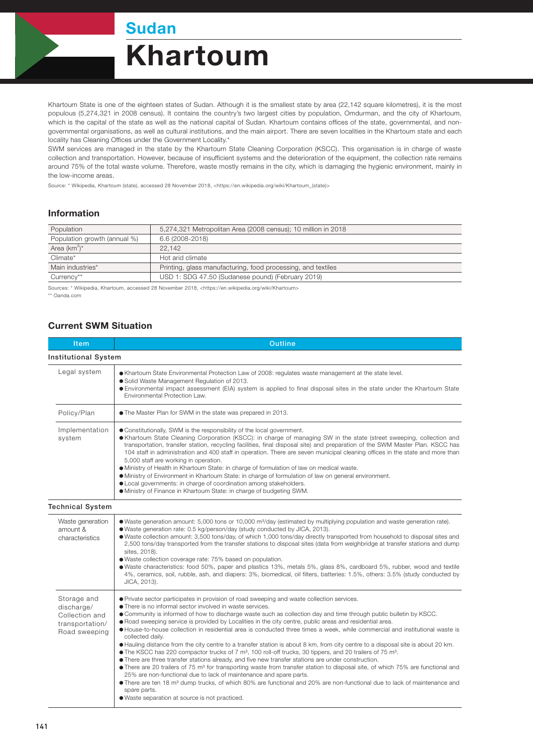# Sudan

# Khartoum

Khartoum State is one of the eighteen states of Sudan. Although it is the smallest state by area (22,142 square kilometres), it is the most populous (5,274,321 in 2008 census). It contains the country's two largest cities by population, Omdurman, and the city of Khartoum, which is the capital of the state as well as the national capital of Sudan. Khartoum contains offices of the state, governmental, and non-governmental organisations, as well as cultural institutions, and the main airport. There are seven localities in the Khartoum state and each locality has Cleaning Offices under the Government Locality.*

SWM services are managed in the state by the Khartoum State Cleaning Corporation (KSCC). This organisation is in charge of waste collection and transportation. However, because of insufficient systems and the deterioration of the equipment, the collection rate remains around 75% of the total waste volume. Therefore, waste mostly remains in the city, which is damaging the hygienic environment, mainly in the low-income areas.

Source: * Wikipedia, Khartoum (state), accessed 28 November 2018, <https://en.wikipedia.org/wiki/Khartoum_(state)>

## Information

| | |
|---|---|
| Population | 5,274,321 Metropolitan Area (2008 census); 10 million in 2018 |
| Population growth (annual %) | 6.6 (2008-2018) |
| Area (km²)* | 22,142 |
| Climate* | Hot arid climate |
| Main industries* | Printing, glass manufacturing, food processing, and textiles |
| Currency** | USD 1: SDG 47.50 (Sudanese pound) (February 2019) |

Sources: * Wikipedia, Khartoum, accessed 28 November 2018, <https://en.wikipedia.org/wiki/Khartoum>
** Oanda.com

## Current SWM Situation

| Item | Outline |
|---|---|
| **Institutional System** | |
| Legal system | ● Khartoum State Environmental Protection Law of 2008: regulates waste management at the state level.<br>● Solid Waste Management Regulation of 2013.<br>● Environmental impact assessment (EIA) system is applied to final disposal sites in the state under the Khartoum State Environmental Protection Law. |
| Policy/Plan | ● The Master Plan for SWM in the state was prepared in 2013. |
| Implementation system | ● Constitutionally, SWM is the responsibility of the local government.<br>● Khartoum State Cleaning Corporation (KSCC): in charge of managing SW in the state (street sweeping, collection and transportation, transfer station, recycling facilities, final disposal site) and preparation of the SWM Master Plan. KSCC has 104 staff in administration and 400 staff in operation. There are seven municipal cleaning offices in the state and more than 5,000 staff are working in operation.<br>● Ministry of Health in Khartoum State: in charge of formulation of law on medical waste.<br>● Ministry of Environment in Khartoum State: in charge of formulation of law on general environment.<br>● Local governments: in charge of coordination among stakeholders.<br>● Ministry of Finance in Khartoum State: in charge of budgeting SWM. |
| **Technical System** | |
| Waste generation amount & characteristics | ● Waste generation amount: 5,000 tons or 10,000 m³/day (estimated by multiplying population and waste generation rate).<br>● Waste generation rate: 0.5 kg/person/day (study conducted by JICA, 2013).<br>● Waste collection amount: 3,500 tons/day, of which 1,000 tons/day directly transported from household to disposal sites and 2,500 tons/day transported from the transfer stations to disposal sites (data from weighbridge at transfer stations and dump sites, 2018).<br>● Waste collection coverage rate: 75% based on population.<br>● Waste characteristics: food 50%, paper and plastics 13%, metals 5%, glass 8%, cardboard 5%, rubber, wood and textile 4%, ceramics, soil, rubble, ash, and diapers: 3%, biomedical, oil filters, batteries: 1.5%, others: 3.5% (study conducted by JICA, 2013). |
| Storage and discharge/ Collection and transportation/ Road sweeping | ● Private sector participates in provision of road sweeping and waste collection services.<br>● There is no informal sector involved in waste services.<br>● Community is informed of how to discharge waste such as collection day and time through public bulletin by KSCC.<br>● Road sweeping service is provided by Localities in the city centre, public areas and residential area.<br>● House-to-house collection in residential area is conducted three times a week, while commercial and institutional waste is collected daily.<br>● Hauling distance from the city centre to a transfer station is about 8 km, from city centre to a disposal site is about 20 km.<br>● The KSCC has 220 compactor trucks of 7 m³, 100 roll-off trucks, 30 tippers, and 20 trailers of 75 m³.<br>● There are three transfer stations already, and five new transfer stations are under construction.<br>● There are 20 trailers of 75 m³ for transporting waste from transfer station to disposal site, of which 75% are functional and 25% are non-functional due to lack of maintenance and spare parts.<br>● There are ten 18 m³ dump trucks, of which 80% are functional and 20% are non-functional due to lack of maintenance and spare parts.<br>● Waste separation at source is not practiced. |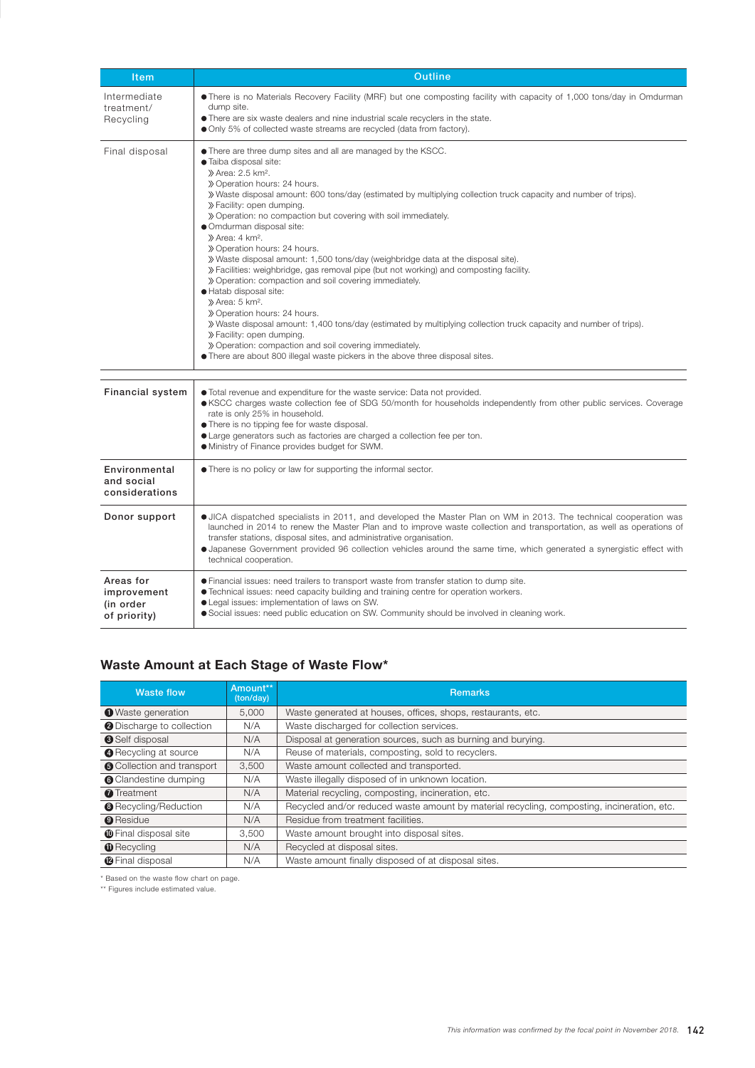| Item | Outline |
|---|---|
| Intermediate treatment/ Recycling | ● There is no Materials Recovery Facility (MRF) but one composting facility with capacity of 1,000 tons/day in Omdurman dump site.<br>● There are six waste dealers and nine industrial scale recyclers in the state.<br>● Only 5% of collected waste streams are recycled (data from factory). |
| Final disposal | ● There are three dump sites and all are managed by the KSCC.<br>● Taiba disposal site:<br>» Area: 2.5 km².<br>» Operation hours: 24 hours.<br>» Waste disposal amount: 600 tons/day (estimated by multiplying collection truck capacity and number of trips).<br>» Facility: open dumping.<br>» Operation: no compaction but covering with soil immediately.<br>● Omdurman disposal site:<br>» Area: 4 km².<br>» Operation hours: 24 hours.<br>» Waste disposal amount: 1,500 tons/day (weighbridge data at the disposal site).<br>» Facilities: weighbridge, gas removal pipe (but not working) and composting facility.<br>» Operation: compaction and soil covering immediately.<br>● Hatab disposal site:<br>» Area: 5 km².<br>» Operation hours: 24 hours.<br>» Waste disposal amount: 1,400 tons/day (estimated by multiplying collection truck capacity and number of trips).<br>» Facility: open dumping.<br>» Operation: compaction and soil covering immediately.<br>● There are about 800 illegal waste pickers in the above three disposal sites. |
| Financial system | ● Total revenue and expenditure for the waste service: Data not provided.<br>● KSCC charges waste collection fee of SDG 50/month for households independently from other public services. Coverage rate is only 25% in household.<br>● There is no tipping fee for waste disposal.<br>● Large generators such as factories are charged a collection fee per ton.<br>● Ministry of Finance provides budget for SWM. |
| Environmental and social considerations | ● There is no policy or law for supporting the informal sector. |
| Donor support | ● JICA dispatched specialists in 2011, and developed the Master Plan on WM in 2013. The technical cooperation was launched in 2014 to renew the Master Plan and to improve waste collection and transportation, as well as operations of transfer stations, disposal sites, and administrative organisation.<br>● Japanese Government provided 96 collection vehicles around the same time, which generated a synergistic effect with technical cooperation. |
| Areas for improvement (in order of priority) | ● Financial issues: need trailers to transport waste from transfer station to dump site.<br>● Technical issues: need capacity building and training centre for operation workers.<br>● Legal issues: implementation of laws on SW.<br>● Social issues: need public education on SW. Community should be involved in cleaning work. |

## Waste Amount at Each Stage of Waste Flow*

| Waste flow | Amount** (ton/day) | Remarks |
|---|---|---|
| ❶ Waste generation | 5,000 | Waste generated at houses, offices, shops, restaurants, etc. |
| ❷ Discharge to collection | N/A | Waste discharged for collection services. |
| ❸ Self disposal | N/A | Disposal at generation sources, such as burning and burying. |
| ❹ Recycling at source | N/A | Reuse of materials, composting, sold to recyclers. |
| ❺ Collection and transport | 3,500 | Waste amount collected and transported. |
| ❻ Clandestine dumping | N/A | Waste illegally disposed of in unknown location. |
| ❼ Treatment | N/A | Material recycling, composting, incineration, etc. |
| ❽ Recycling/Reduction | N/A | Recycled and/or reduced waste amount by material recycling, composting, incineration, etc. |
| ❾ Residue | N/A | Residue from treatment facilities. |
| ❿ Final disposal site | 3,500 | Waste amount brought into disposal sites. |
| ⓫ Recycling | N/A | Recycled at disposal sites. |
| ⓬ Final disposal | N/A | Waste amount finally disposed of at disposal sites. |

\* Based on the waste flow chart on page.
\*\* Figures include estimated value.

*This information was confirmed by the focal point in November 2018.*